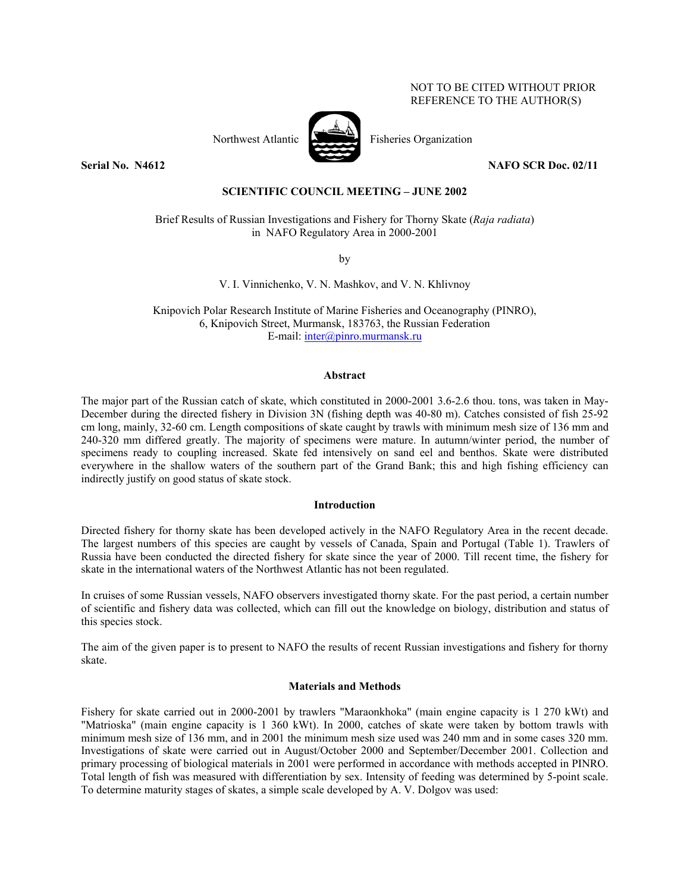NOT TO BE CITED WITHOUT PRIOR REFERENCE TO THE AUTHOR(S)

Northwest Atlantic Fisheries Organization

**Serial No. N4612** **NAFO SCR Doc. 02/11**

**SCIENTIFIC COUNCIL MEETING – JUNE 2002**

# Brief Results of Russian Investigations and Fishery for Thorny Skate (*Raja radiata*) in NAFO Regulatory Area in 2000-2001

by

V. I. Vinnichenko, V. N. Mashkov, and V. N. Khlivnoy

Knipovich Polar Research Institute of Marine Fisheries and Oceanography (PINRO), 6, Knipovich Street, Murmansk, 183763, the Russian Federation
E-mail: inter@pinro.murmansk.ru

## Abstract

The major part of the Russian catch of skate, which constituted in 2000-2001 3.6-2.6 thou. tons, was taken in May-December during the directed fishery in Division 3N (fishing depth was 40-80 m). Catches consisted of fish 25-92 cm long, mainly, 32-60 cm. Length compositions of skate caught by trawls with minimum mesh size of 136 mm and 240-320 mm differed greatly. The majority of specimens were mature. In autumn/winter period, the number of specimens ready to coupling increased. Skate fed intensively on sand eel and benthos. Skate were distributed everywhere in the shallow waters of the southern part of the Grand Bank; this and high fishing efficiency can indirectly justify on good status of skate stock.

## Introduction

Directed fishery for thorny skate has been developed actively in the NAFO Regulatory Area in the recent decade. The largest numbers of this species are caught by vessels of Canada, Spain and Portugal (Table 1). Trawlers of Russia have been conducted the directed fishery for skate since the year of 2000. Till recent time, the fishery for skate in the international waters of the Northwest Atlantic has not been regulated.

In cruises of some Russian vessels, NAFO observers investigated thorny skate. For the past period, a certain number of scientific and fishery data was collected, which can fill out the knowledge on biology, distribution and status of this species stock.

The aim of the given paper is to present to NAFO the results of recent Russian investigations and fishery for thorny skate.

## Materials and Methods

Fishery for skate carried out in 2000-2001 by trawlers "Maraonkhoka" (main engine capacity is 1 270 kWt) and "Matrioska" (main engine capacity is 1 360 kWt). In 2000, catches of skate were taken by bottom trawls with minimum mesh size of 136 mm, and in 2001 the minimum mesh size used was 240 mm and in some cases 320 mm. Investigations of skate were carried out in August/October 2000 and September/December 2001. Collection and primary processing of biological materials in 2001 were performed in accordance with methods accepted in PINRO. Total length of fish was measured with differentiation by sex. Intensity of feeding was determined by 5-point scale. To determine maturity stages of skates, a simple scale developed by A. V. Dolgov was used: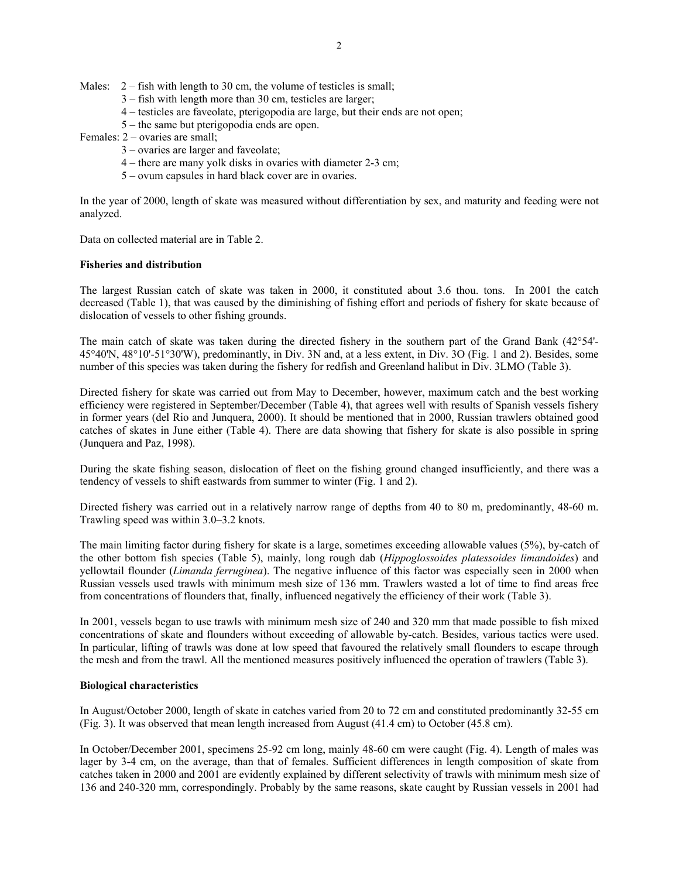Males:
- 2 – fish with length to 30 cm, the volume of testicles is small;
- 3 – fish with length more than 30 cm, testicles are larger;
- 4 – testicles are faveolate, pterigopodia are large, but their ends are not open;
- 5 – the same but pterigopodia ends are open.

Females:
- 2 – ovaries are small;
- 3 – ovaries are larger and faveolate;
- 4 – there are many yolk disks in ovaries with diameter 2-3 cm;
- 5 – ovum capsules in hard black cover are in ovaries.

In the year of 2000, length of skate was measured without differentiation by sex, and maturity and feeding were not analyzed.

Data on collected material are in Table 2.

**Fisheries and distribution**

The largest Russian catch of skate was taken in 2000, it constituted about 3.6 thou. tons. In 2001 the catch decreased (Table 1), that was caused by the diminishing of fishing effort and periods of fishery for skate because of dislocation of vessels to other fishing grounds.

The main catch of skate was taken during the directed fishery in the southern part of the Grand Bank (42°54'-45°40'N, 48°10'-51°30'W), predominantly, in Div. 3N and, at a less extent, in Div. 3O (Fig. 1 and 2). Besides, some number of this species was taken during the fishery for redfish and Greenland halibut in Div. 3LMO (Table 3).

Directed fishery for skate was carried out from May to December, however, maximum catch and the best working efficiency were registered in September/December (Table 4), that agrees well with results of Spanish vessels fishery in former years (del Rio and Junquera, 2000). It should be mentioned that in 2000, Russian trawlers obtained good catches of skates in June either (Table 4). There are data showing that fishery for skate is also possible in spring (Junquera and Paz, 1998).

During the skate fishing season, dislocation of fleet on the fishing ground changed insufficiently, and there was a tendency of vessels to shift eastwards from summer to winter (Fig. 1 and 2).

Directed fishery was carried out in a relatively narrow range of depths from 40 to 80 m, predominantly, 48-60 m. Trawling speed was within 3.0–3.2 knots.

The main limiting factor during fishery for skate is a large, sometimes exceeding allowable values (5%), by-catch of the other bottom fish species (Table 5), mainly, long rough dab (*Hippoglossoides platessoides limandoides*) and yellowtail flounder (*Limanda ferruginea*). The negative influence of this factor was especially seen in 2000 when Russian vessels used trawls with minimum mesh size of 136 mm. Trawlers wasted a lot of time to find areas free from concentrations of flounders that, finally, influenced negatively the efficiency of their work (Table 3).

In 2001, vessels began to use trawls with minimum mesh size of 240 and 320 mm that made possible to fish mixed concentrations of skate and flounders without exceeding of allowable by-catch. Besides, various tactics were used. In particular, lifting of trawls was done at low speed that favoured the relatively small flounders to escape through the mesh and from the trawl. All the mentioned measures positively influenced the operation of trawlers (Table 3).

**Biological characteristics**

In August/October 2000, length of skate in catches varied from 20 to 72 cm and constituted predominantly 32-55 cm (Fig. 3). It was observed that mean length increased from August (41.4 cm) to October (45.8 cm).

In October/December 2001, specimens 25-92 cm long, mainly 48-60 cm were caught (Fig. 4). Length of males was lager by 3-4 cm, on the average, than that of females. Sufficient differences in length composition of skate from catches taken in 2000 and 2001 are evidently explained by different selectivity of trawls with minimum mesh size of 136 and 240-320 mm, correspondingly. Probably by the same reasons, skate caught by Russian vessels in 2001 had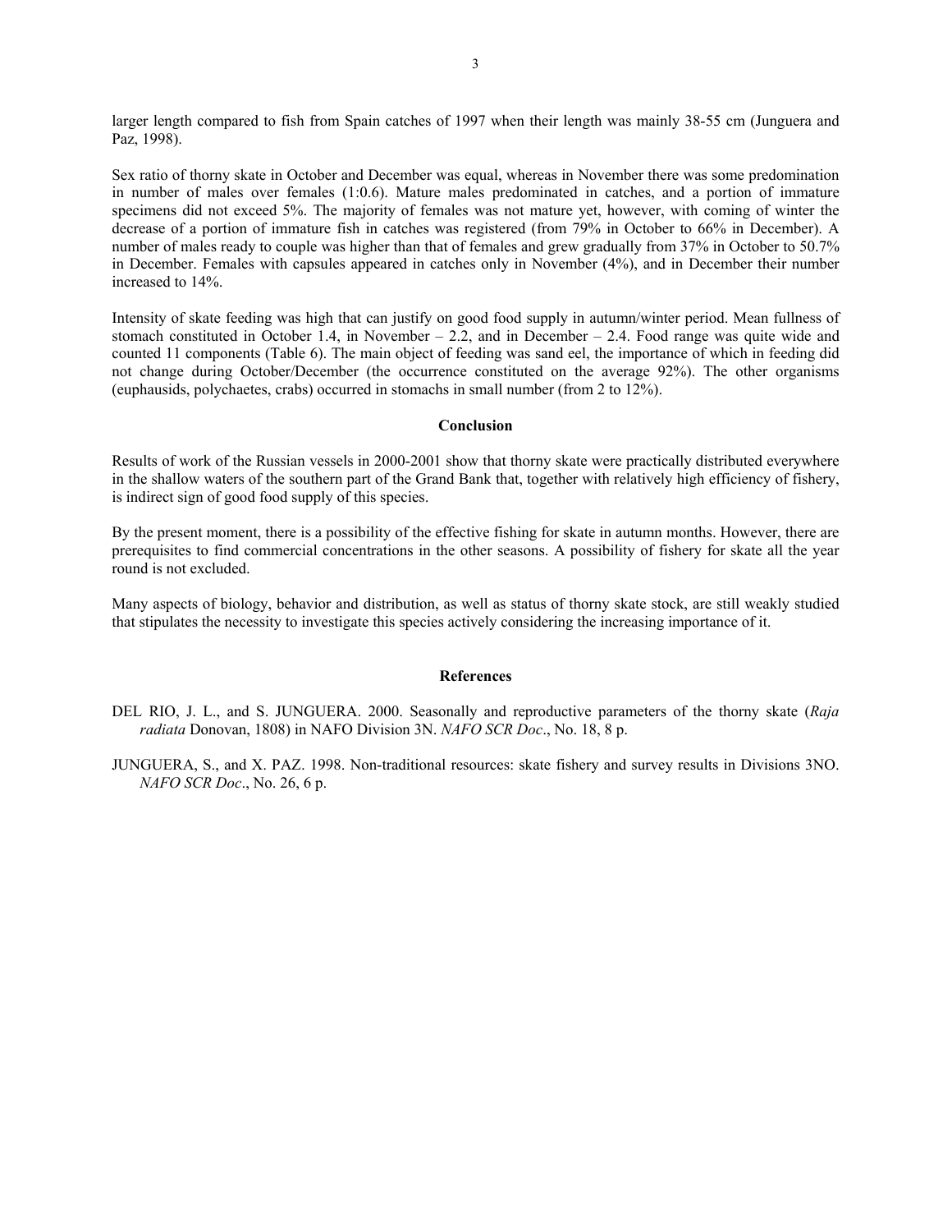larger length compared to fish from Spain catches of 1997 when their length was mainly 38-55 cm (Junguera and Paz, 1998).

Sex ratio of thorny skate in October and December was equal, whereas in November there was some predomination in number of males over females (1:0.6). Mature males predominated in catches, and a portion of immature specimens did not exceed 5%. The majority of females was not mature yet, however, with coming of winter the decrease of a portion of immature fish in catches was registered (from 79% in October to 66% in December). A number of males ready to couple was higher than that of females and grew gradually from 37% in October to 50.7% in December. Females with capsules appeared in catches only in November (4%), and in December their number increased to 14%.

Intensity of skate feeding was high that can justify on good food supply in autumn/winter period. Mean fullness of stomach constituted in October 1.4, in November – 2.2, and in December – 2.4. Food range was quite wide and counted 11 components (Table 6). The main object of feeding was sand eel, the importance of which in feeding did not change during October/December (the occurrence constituted on the average 92%). The other organisms (euphausids, polychaetes, crabs) occurred in stomachs in small number (from 2 to 12%).

## Conclusion

Results of work of the Russian vessels in 2000-2001 show that thorny skate were practically distributed everywhere in the shallow waters of the southern part of the Grand Bank that, together with relatively high efficiency of fishery, is indirect sign of good food supply of this species.

By the present moment, there is a possibility of the effective fishing for skate in autumn months. However, there are prerequisites to find commercial concentrations in the other seasons. A possibility of fishery for skate all the year round is not excluded.

Many aspects of biology, behavior and distribution, as well as status of thorny skate stock, are still weakly studied that stipulates the necessity to investigate this species actively considering the increasing importance of it.

## References

DEL RIO, J. L., and S. JUNGUERA. 2000. Seasonally and reproductive parameters of the thorny skate (*Raja radiata* Donovan, 1808) in NAFO Division 3N. *NAFO SCR Doc*., No. 18, 8 p.

JUNGUERA, S., and X. PAZ. 1998. Non-traditional resources: skate fishery and survey results in Divisions 3NO. *NAFO SCR Doc*., No. 26, 6 p.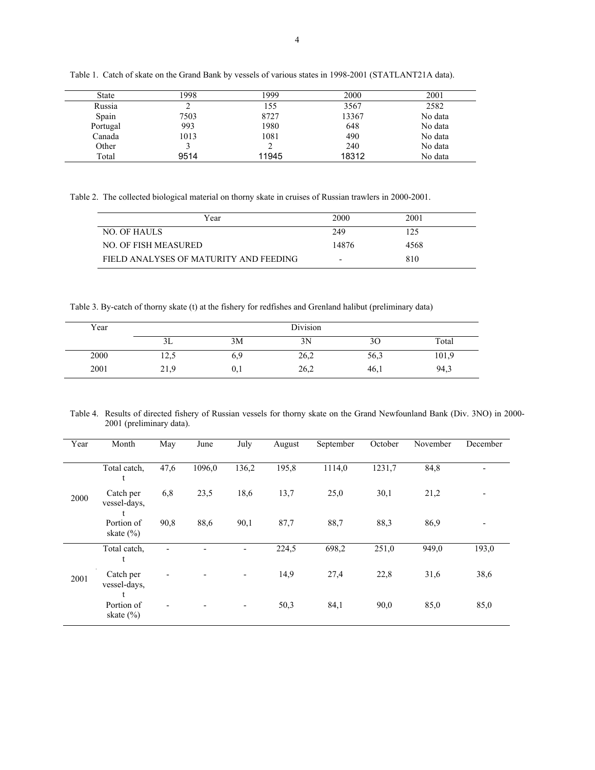Table 1. Catch of skate on the Grand Bank by vessels of various states in 1998-2001 (STATLANT21A data).

| State | 1998 | 1999 | 2000 | 2001 |
|---|---|---|---|---|
| Russia | 2 | 155 | 3567 | 2582 |
| Spain | 7503 | 8727 | 13367 | No data |
| Portugal | 993 | 1980 | 648 | No data |
| Canada | 1013 | 1081 | 490 | No data |
| Other | 3 | 2 | 240 | No data |
| Total | 9514 | 11945 | 18312 | No data |

Table 2. The collected biological material on thorny skate in cruises of Russian trawlers in 2000-2001.

| Year | 2000 | 2001 |
|---|---|---|
| NO. OF HAULS | 249 | 125 |
| NO. OF FISH MEASURED | 14876 | 4568 |
| FIELD ANALYSES OF MATURITY AND FEEDING | - | 810 |

Table 3. By-catch of thorny skate (t) at the fishery for redfishes and Grenland halibut (preliminary data)

| Year | Division | | | | |
|---|---|---|---|---|---|
| | 3L | 3M | 3N | 3O | Total |
| 2000 | 12,5 | 6,9 | 26,2 | 56,3 | 101,9 |
| 2001 | 21,9 | 0,1 | 26,2 | 46,1 | 94,3 |

Table 4. Results of directed fishery of Russian vessels for thorny skate on the Grand Newfounland Bank (Div. 3NO) in 2000-2001 (preliminary data).

| Year | Month | May | June | July | August | September | October | November | December |
|---|---|---|---|---|---|---|---|---|---|
| 2000 | Total catch, t | 47,6 | 1096,0 | 136,2 | 195,8 | 1114,0 | 1231,7 | 84,8 | - |
| | Catch per vessel-days, t | 6,8 | 23,5 | 18,6 | 13,7 | 25,0 | 30,1 | 21,2 | - |
| | Portion of skate (%) | 90,8 | 88,6 | 90,1 | 87,7 | 88,7 | 88,3 | 86,9 | - |
| 2001 | Total catch, t | - | - | - | 224,5 | 698,2 | 251,0 | 949,0 | 193,0 |
| | Catch per vessel-days, t | - | - | - | 14,9 | 27,4 | 22,8 | 31,6 | 38,6 |
| | Portion of skate (%) | - | - | - | 50,3 | 84,1 | 90,0 | 85,0 | 85,0 |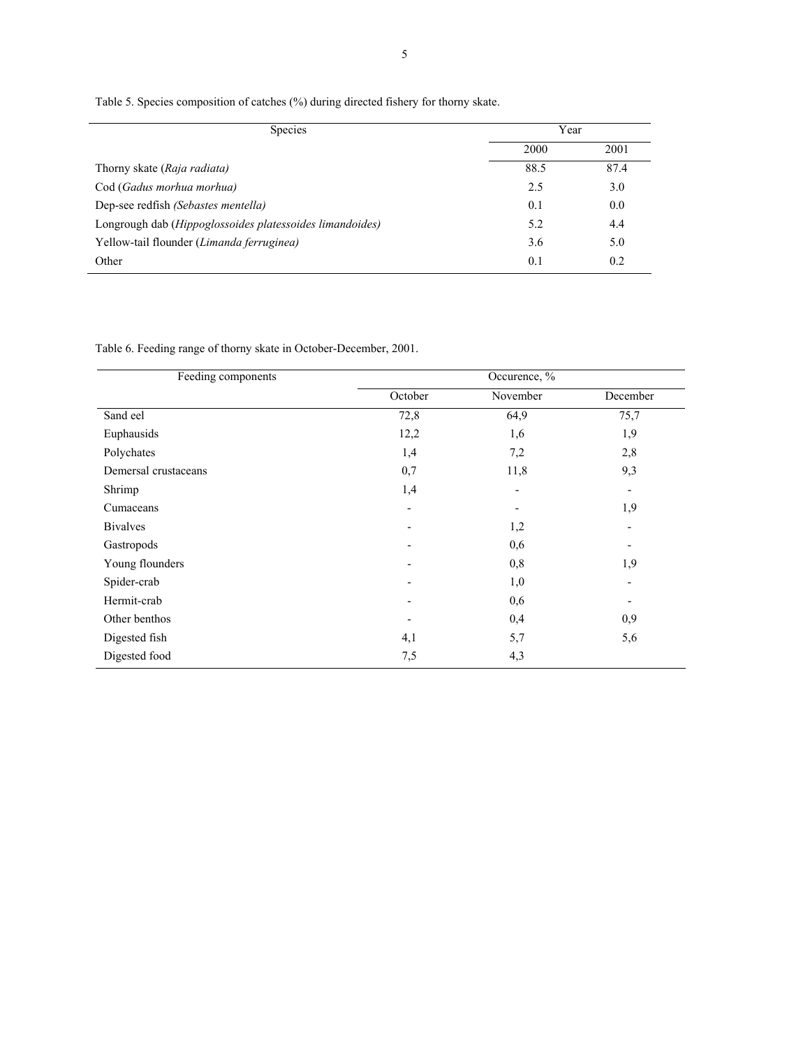Table 5. Species composition of catches (%) during directed fishery for thorny skate.

| Species | Year | |
|---|---|---|
| | 2000 | 2001 |
| Thorny skate (*Raja radiata*) | 88.5 | 87.4 |
| Cod (*Gadus morhua morhua)* | 2.5 | 3.0 |
| Dep-see redfish *(Sebastes mentella)* | 0.1 | 0.0 |
| Longrough dab (*Hippoglossoides platessoides limandoides)* | 5.2 | 4.4 |
| Yellow-tail flounder (*Limanda ferruginea)* | 3.6 | 5.0 |
| Other | 0.1 | 0.2 |

Table 6. Feeding range of thorny skate in October-December, 2001.

| Feeding components | Occurence, % | | |
|---|---|---|---|
| | October | November | December |
| Sand eel | 72,8 | 64,9 | 75,7 |
| Euphausids | 12,2 | 1,6 | 1,9 |
| Polychates | 1,4 | 7,2 | 2,8 |
| Demersal crustaceans | 0,7 | 11,8 | 9,3 |
| Shrimp | 1,4 | - | - |
| Cumaceans | - | - | 1,9 |
| Bivalves | - | 1,2 | - |
| Gastropods | - | 0,6 | - |
| Young flounders | - | 0,8 | 1,9 |
| Spider-crab | - | 1,0 | - |
| Hermit-crab | - | 0,6 | - |
| Other benthos | - | 0,4 | 0,9 |
| Digested fish | 4,1 | 5,7 | 5,6 |
| Digested food | 7,5 | 4,3 | |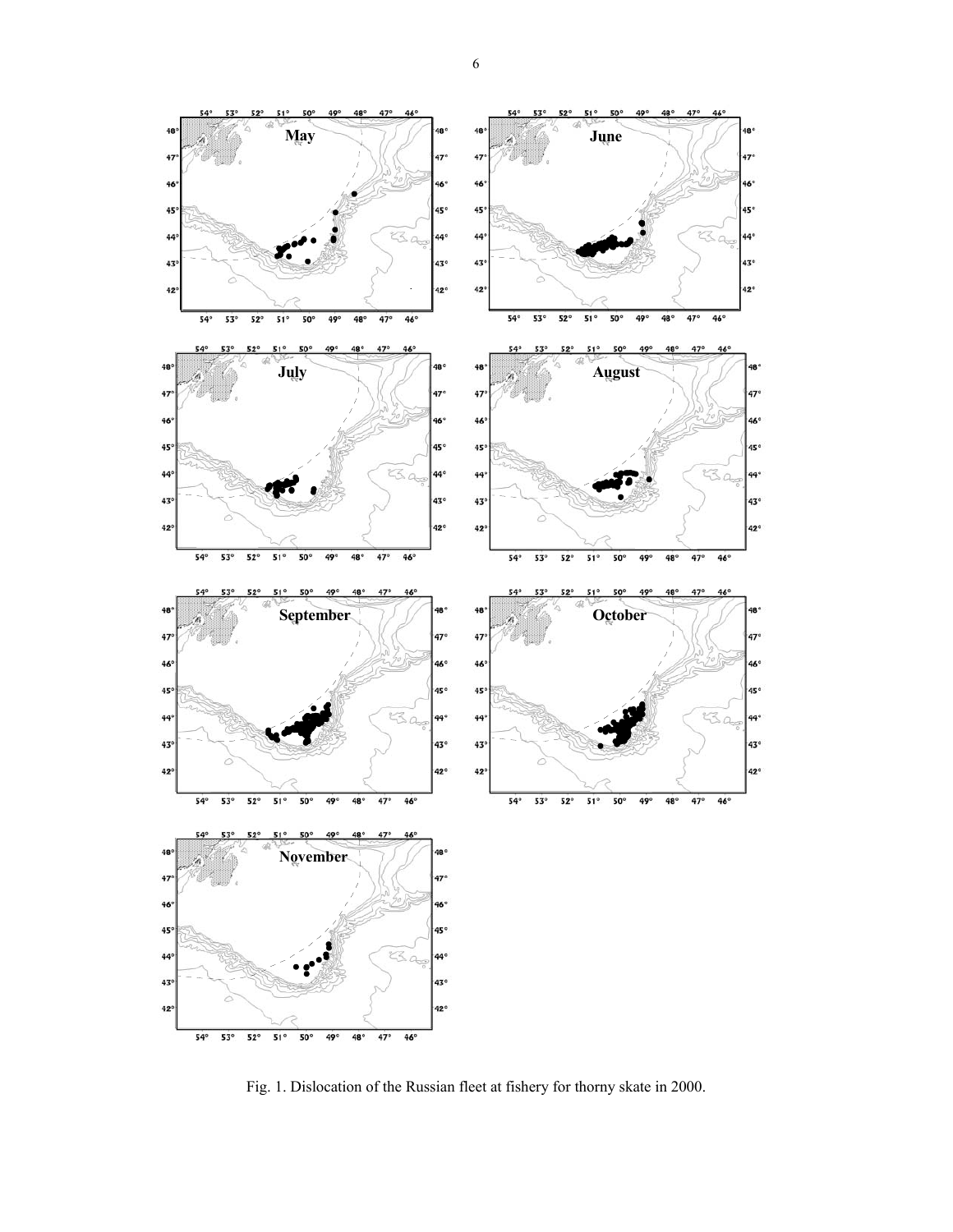Fig. 1. Dislocation of the Russian fleet at fishery for thorny skate in 2000.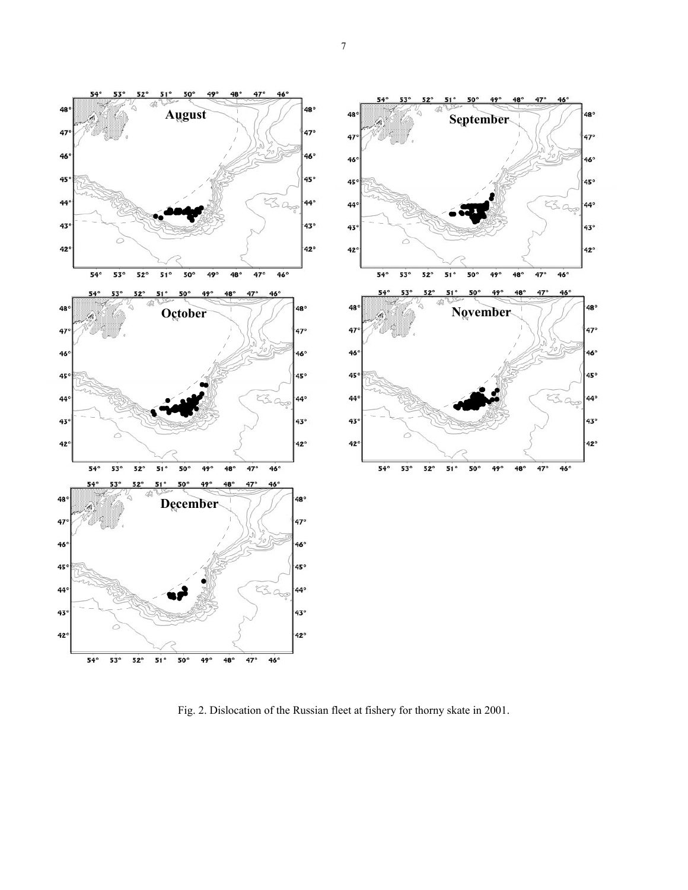Fig. 2. Dislocation of the Russian fleet at fishery for thorny skate in 2001.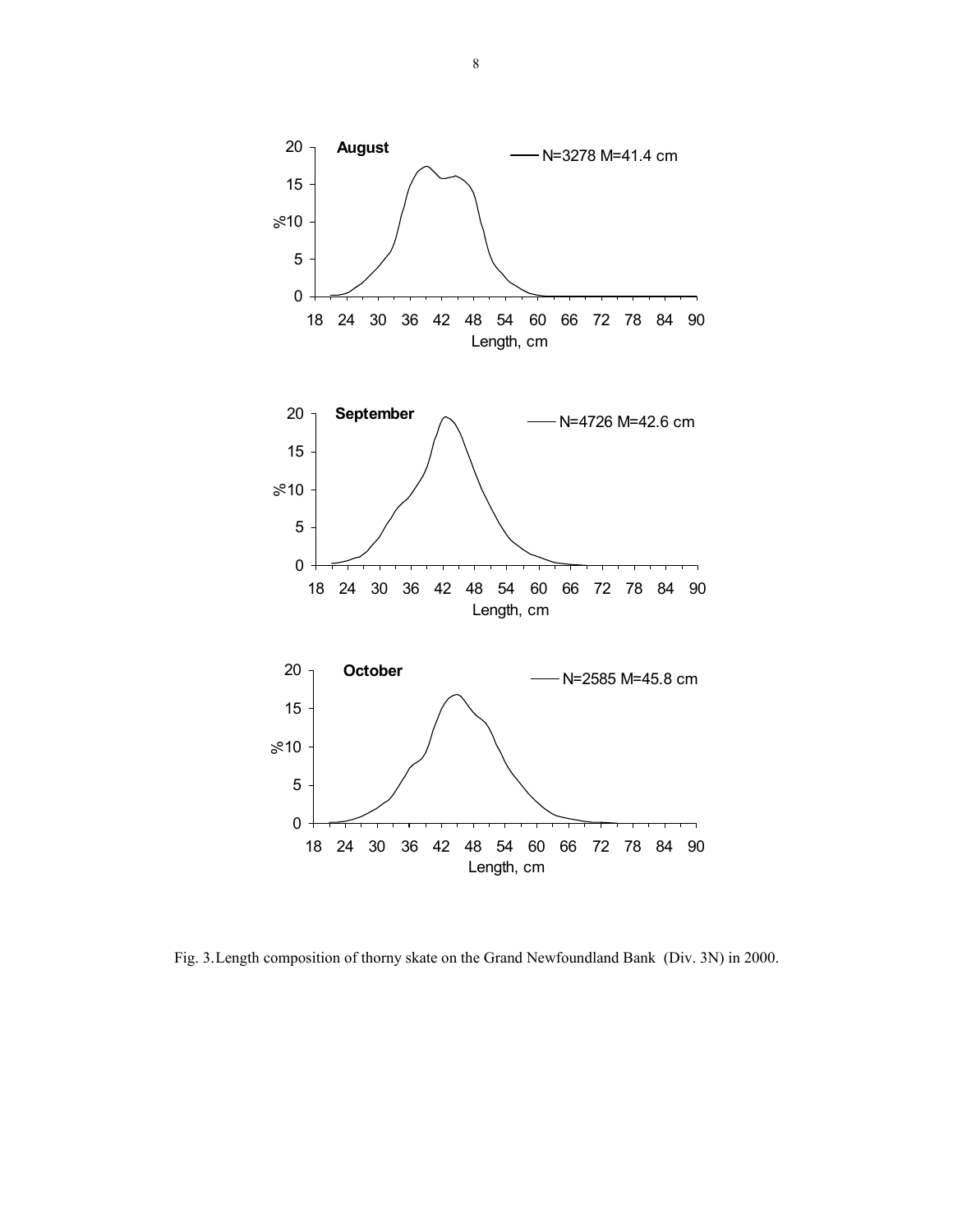Fig. 3. Length composition of thorny skate on the Grand Newfoundland Bank (Div. 3N) in 2000.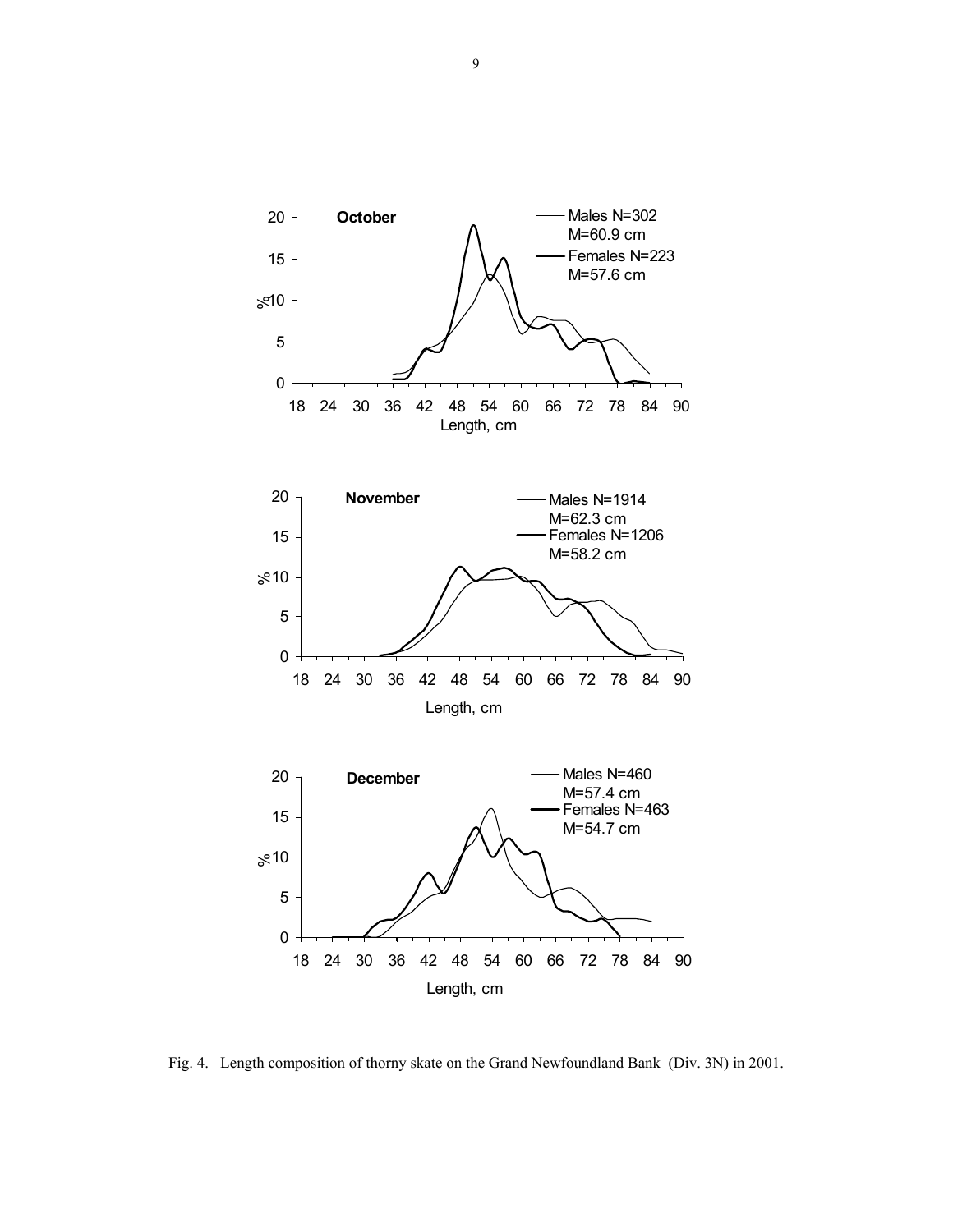October

Males N=302
M=60.9 cm
Females N=223
M=57.6 cm

%

20
15
10
5
0

18 24 30 36 42 48 54 60 66 72 78 84 90
Length, cm

November

Males N=1914
M=62.3 cm
Females N=1206
M=58.2 cm

%

20
15
10
5
0

18 24 30 36 42 48 54 60 66 72 78 84 90

Length, cm

December

Males N=460
M=57.4 cm
Females N=463
M=54.7 cm

%

20
15
10
5
0

18 24 30 36 42 48 54 60 66 72 78 84 90

Length, cm

Fig. 4. Length composition of thorny skate on the Grand Newfoundland Bank (Div. 3N) in 2001.